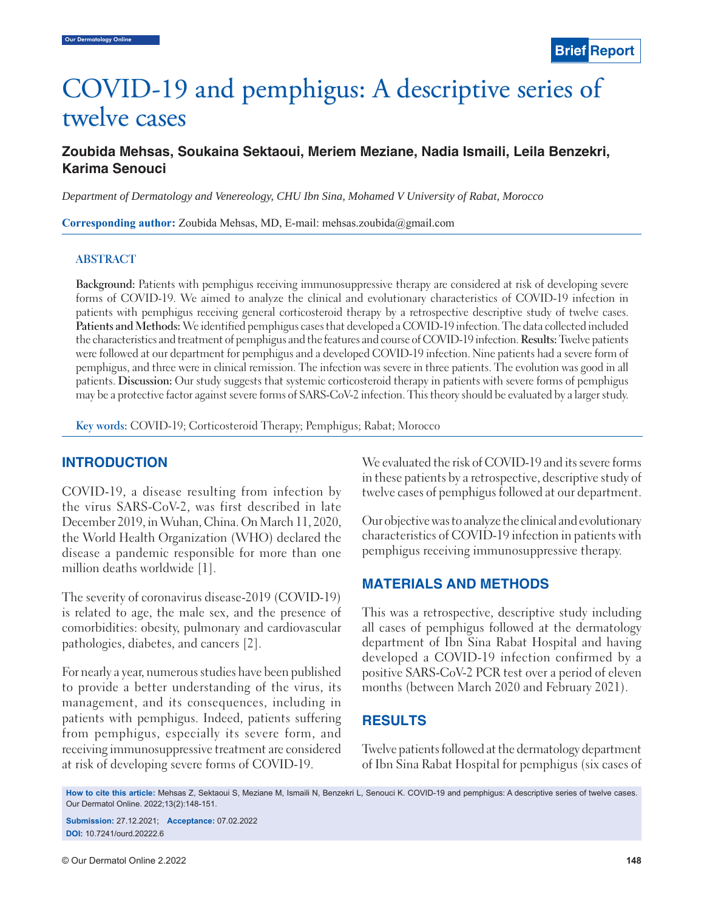Brief Report

# COVID-19 and pemphigus: A descriptive series of twelve cases

**Zoubida Mehsas, Soukaina Sektaoui, Meriem Meziane, Nadia Ismaili, Leila Benzekri, Karima Senouci**

*Department of Dermatology and Venereology, CHU Ibn Sina, Mohamed V University of Rabat, Morocco*

**Corresponding author:** Zoubida Mehsas, MD, E-mail: mehsas.zoubida@gmail.com

## ABSTRACT

**Background:** Patients with pemphigus receiving immunosuppressive therapy are considered at risk of developing severe forms of COVID-19. We aimed to analyze the clinical and evolutionary characteristics of COVID-19 infection in patients with pemphigus receiving general corticosteroid therapy by a retrospective descriptive study of twelve cases. **Patients and Methods:** We identified pemphigus cases that developed a COVID-19 infection. The data collected included the characteristics and treatment of pemphigus and the features and course of COVID-19 infection. **Results:** Twelve patients were followed at our department for pemphigus and a developed COVID-19 infection. Nine patients had a severe form of pemphigus, and three were in clinical remission. The infection was severe in three patients. The evolution was good in all patients. **Discussion:** Our study suggests that systemic corticosteroid therapy in patients with severe forms of pemphigus may be a protective factor against severe forms of SARS-CoV-2 infection. This theory should be evaluated by a larger study.

**Key words:** COVID-19; Corticosteroid Therapy; Pemphigus; Rabat; Morocco

## INTRODUCTION

COVID-19, a disease resulting from infection by the virus SARS-CoV-2, was first described in late December 2019, in Wuhan, China. On March 11, 2020, the World Health Organization (WHO) declared the disease a pandemic responsible for more than one million deaths worldwide [1].

The severity of coronavirus disease-2019 (COVID-19) is related to age, the male sex, and the presence of comorbidities: obesity, pulmonary and cardiovascular pathologies, diabetes, and cancers [2].

For nearly a year, numerous studies have been published to provide a better understanding of the virus, its management, and its consequences, including in patients with pemphigus. Indeed, patients suffering from pemphigus, especially its severe form, and receiving immunosuppressive treatment are considered at risk of developing severe forms of COVID-19.

We evaluated the risk of COVID-19 and its severe forms in these patients by a retrospective, descriptive study of twelve cases of pemphigus followed at our department.

Our objective was to analyze the clinical and evolutionary characteristics of COVID-19 infection in patients with pemphigus receiving immunosuppressive therapy.

## MATERIALS AND METHODS

This was a retrospective, descriptive study including all cases of pemphigus followed at the dermatology department of Ibn Sina Rabat Hospital and having developed a COVID-19 infection confirmed by a positive SARS-CoV-2 PCR test over a period of eleven months (between March 2020 and February 2021).

## RESULTS

Twelve patients followed at the dermatology department of Ibn Sina Rabat Hospital for pemphigus (six cases of

**How to cite this article:** Mehsas Z, Sektaoui S, Meziane M, Ismaili N, Benzekri L, Senouci K. COVID-19 and pemphigus: A descriptive series of twelve cases. Our Dermatol Online. 2022;13(2):148-151.

**Submission:** 27.12.2021; **Acceptance:** 07.02.2022

**DOI:** 10.7241/ourd.20222.6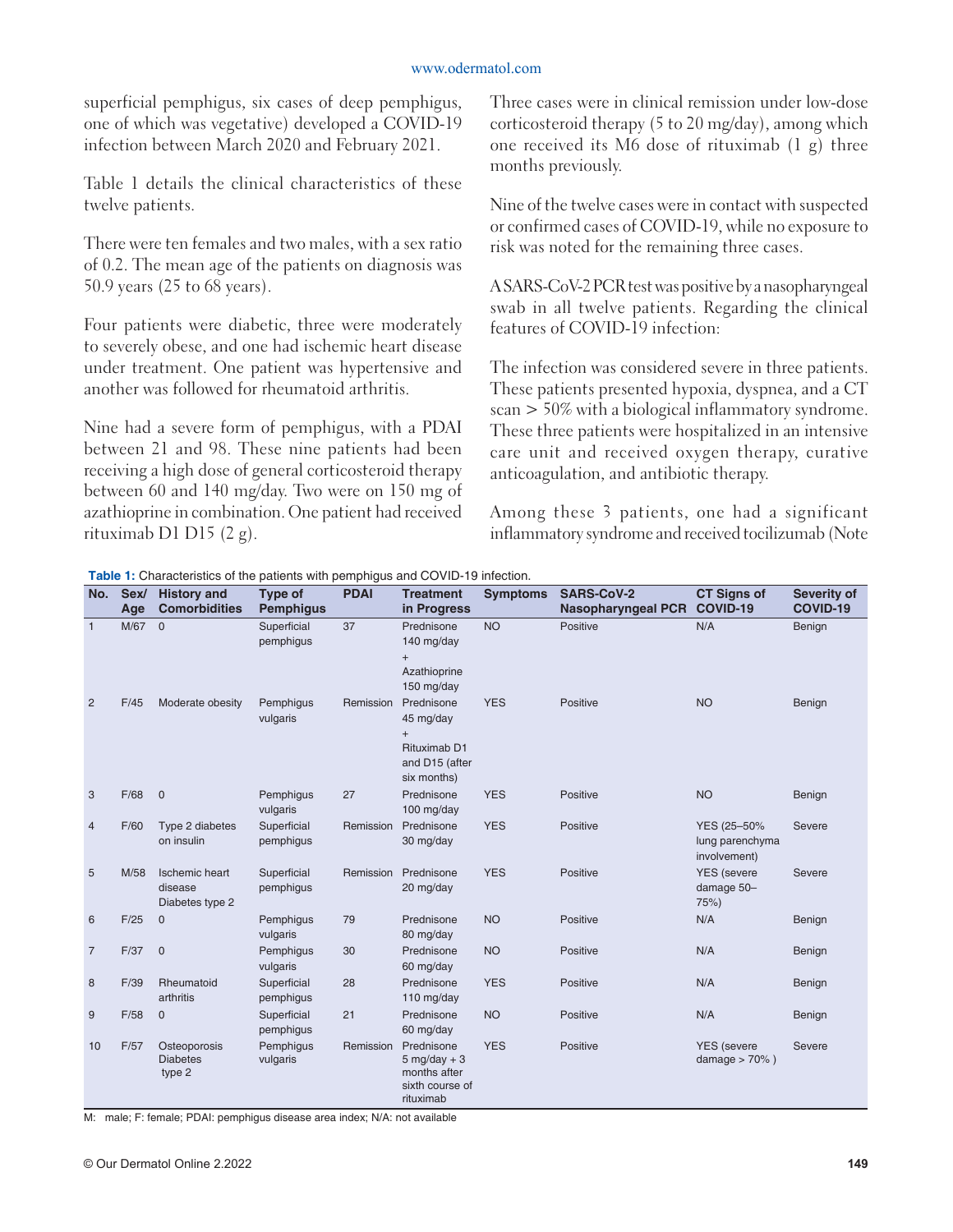superficial pemphigus, six cases of deep pemphigus, one of which was vegetative) developed a COVID-19 infection between March 2020 and February 2021.

Table 1 details the clinical characteristics of these twelve patients.

There were ten females and two males, with a sex ratio of 0.2. The mean age of the patients on diagnosis was 50.9 years (25 to 68 years).

Four patients were diabetic, three were moderately to severely obese, and one had ischemic heart disease under treatment. One patient was hypertensive and another was followed for rheumatoid arthritis.

Nine had a severe form of pemphigus, with a PDAI between 21 and 98. These nine patients had been receiving a high dose of general corticosteroid therapy between 60 and 140 mg/day. Two were on 150 mg of azathioprine in combination. One patient had received rituximab D1 D15 (2 g).

Three cases were in clinical remission under low-dose corticosteroid therapy (5 to 20 mg/day), among which one received its M6 dose of rituximab (1 g) three months previously.

Nine of the twelve cases were in contact with suspected or confirmed cases of COVID-19, while no exposure to risk was noted for the remaining three cases.

A SARS-CoV-2 PCR test was positive by a nasopharyngeal swab in all twelve patients. Regarding the clinical features of COVID-19 infection:

The infection was considered severe in three patients. These patients presented hypoxia, dyspnea, and a CT scan > 50% with a biological inflammatory syndrome. These three patients were hospitalized in an intensive care unit and received oxygen therapy, curative anticoagulation, and antibiotic therapy.

Among these 3 patients, one had a significant inflammatory syndrome and received tocilizumab (Note

**Table 1:** Characteristics of the patients with pemphigus and COVID-19 infection.

| No. | Sex/ Age | History and Comorbidities | Type of Pemphigus | PDAI | Treatment in Progress | Symptoms | SARS-CoV-2 Nasopharyngeal PCR | CT Signs of COVID-19 | Severity of COVID-19 |
|---|---|---|---|---|---|---|---|---|---|
| 1 | M/67 | 0 | Superficial pemphigus | 37 | Prednisone 140 mg/day + Azathioprine 150 mg/day | NO | Positive | N/A | Benign |
| 2 | F/45 | Moderate obesity | Pemphigus vulgaris | Remission | Prednisone 45 mg/day + Rituximab D1 and D15 (after six months) | YES | Positive | NO | Benign |
| 3 | F/68 | 0 | Pemphigus vulgaris | 27 | Prednisone 100 mg/day | YES | Positive | NO | Benign |
| 4 | F/60 | Type 2 diabetes on insulin | Superficial pemphigus | Remission | Prednisone 30 mg/day | YES | Positive | YES (25–50% lung parenchyma involvement) | Severe |
| 5 | M/58 | Ischemic heart disease Diabetes type 2 | Superficial pemphigus | Remission | Prednisone 20 mg/day | YES | Positive | YES (severe damage 50–75%) | Severe |
| 6 | F/25 | 0 | Pemphigus vulgaris | 79 | Prednisone 80 mg/day | NO | Positive | N/A | Benign |
| 7 | F/37 | 0 | Pemphigus vulgaris | 30 | Prednisone 60 mg/day | NO | Positive | N/A | Benign |
| 8 | F/39 | Rheumatoid arthritis | Superficial pemphigus | 28 | Prednisone 110 mg/day | YES | Positive | N/A | Benign |
| 9 | F/58 | 0 | Superficial pemphigus | 21 | Prednisone 60 mg/day | NO | Positive | N/A | Benign |
| 10 | F/57 | Osteoporosis Diabetes type 2 | Pemphigus vulgaris | Remission | Prednisone 5 mg/day + 3 months after sixth course of rituximab | YES | Positive | YES (severe damage > 70% ) | Severe |

M: male; F: female; PDAI: pemphigus disease area index; N/A: not available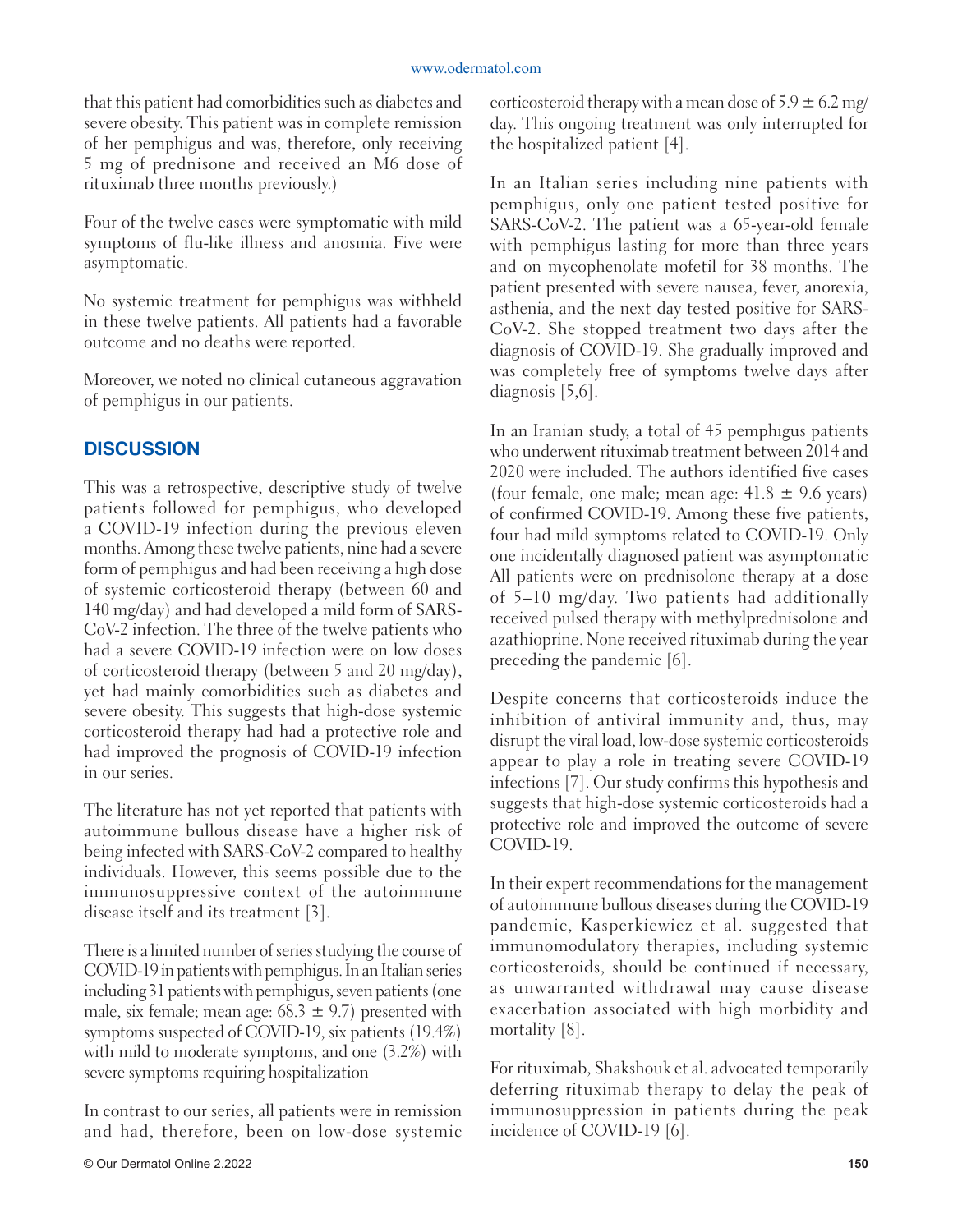that this patient had comorbidities such as diabetes and severe obesity. This patient was in complete remission of her pemphigus and was, therefore, only receiving 5 mg of prednisone and received an M6 dose of rituximab three months previously.)

Four of the twelve cases were symptomatic with mild symptoms of flu-like illness and anosmia. Five were asymptomatic.

No systemic treatment for pemphigus was withheld in these twelve patients. All patients had a favorable outcome and no deaths were reported.

Moreover, we noted no clinical cutaneous aggravation of pemphigus in our patients.

## DISCUSSION

This was a retrospective, descriptive study of twelve patients followed for pemphigus, who developed a COVID-19 infection during the previous eleven months. Among these twelve patients, nine had a severe form of pemphigus and had been receiving a high dose of systemic corticosteroid therapy (between 60 and 140 mg/day) and had developed a mild form of SARS-CoV-2 infection. The three of the twelve patients who had a severe COVID-19 infection were on low doses of corticosteroid therapy (between 5 and 20 mg/day), yet had mainly comorbidities such as diabetes and severe obesity. This suggests that high-dose systemic corticosteroid therapy had had a protective role and had improved the prognosis of COVID-19 infection in our series.

The literature has not yet reported that patients with autoimmune bullous disease have a higher risk of being infected with SARS-CoV-2 compared to healthy individuals. However, this seems possible due to the immunosuppressive context of the autoimmune disease itself and its treatment [3].

There is a limited number of series studying the course of COVID-19 in patients with pemphigus. In an Italian series including 31 patients with pemphigus, seven patients (one male, six female; mean age: 68.3 ± 9.7) presented with symptoms suspected of COVID-19, six patients (19.4%) with mild to moderate symptoms, and one (3.2%) with severe symptoms requiring hospitalization

In contrast to our series, all patients were in remission and had, therefore, been on low-dose systemic corticosteroid therapy with a mean dose of 5.9 ± 6.2 mg/day. This ongoing treatment was only interrupted for the hospitalized patient [4].

In an Italian series including nine patients with pemphigus, only one patient tested positive for SARS-CoV-2. The patient was a 65-year-old female with pemphigus lasting for more than three years and on mycophenolate mofetil for 38 months. The patient presented with severe nausea, fever, anorexia, asthenia, and the next day tested positive for SARS-CoV-2. She stopped treatment two days after the diagnosis of COVID-19. She gradually improved and was completely free of symptoms twelve days after diagnosis [5,6].

In an Iranian study, a total of 45 pemphigus patients who underwent rituximab treatment between 2014 and 2020 were included. The authors identified five cases (four female, one male; mean age: 41.8 ± 9.6 years) of confirmed COVID-19. Among these five patients, four had mild symptoms related to COVID-19. Only one incidentally diagnosed patient was asymptomatic All patients were on prednisolone therapy at a dose of 5–10 mg/day. Two patients had additionally received pulsed therapy with methylprednisolone and azathioprine. None received rituximab during the year preceding the pandemic [6].

Despite concerns that corticosteroids induce the inhibition of antiviral immunity and, thus, may disrupt the viral load, low-dose systemic corticosteroids appear to play a role in treating severe COVID-19 infections [7]. Our study confirms this hypothesis and suggests that high-dose systemic corticosteroids had a protective role and improved the outcome of severe COVID-19.

In their expert recommendations for the management of autoimmune bullous diseases during the COVID-19 pandemic, Kasperkiewicz et al. suggested that immunomodulatory therapies, including systemic corticosteroids, should be continued if necessary, as unwarranted withdrawal may cause disease exacerbation associated with high morbidity and mortality [8].

For rituximab, Shakshouk et al. advocated temporarily deferring rituximab therapy to delay the peak of immunosuppression in patients during the peak incidence of COVID-19 [6].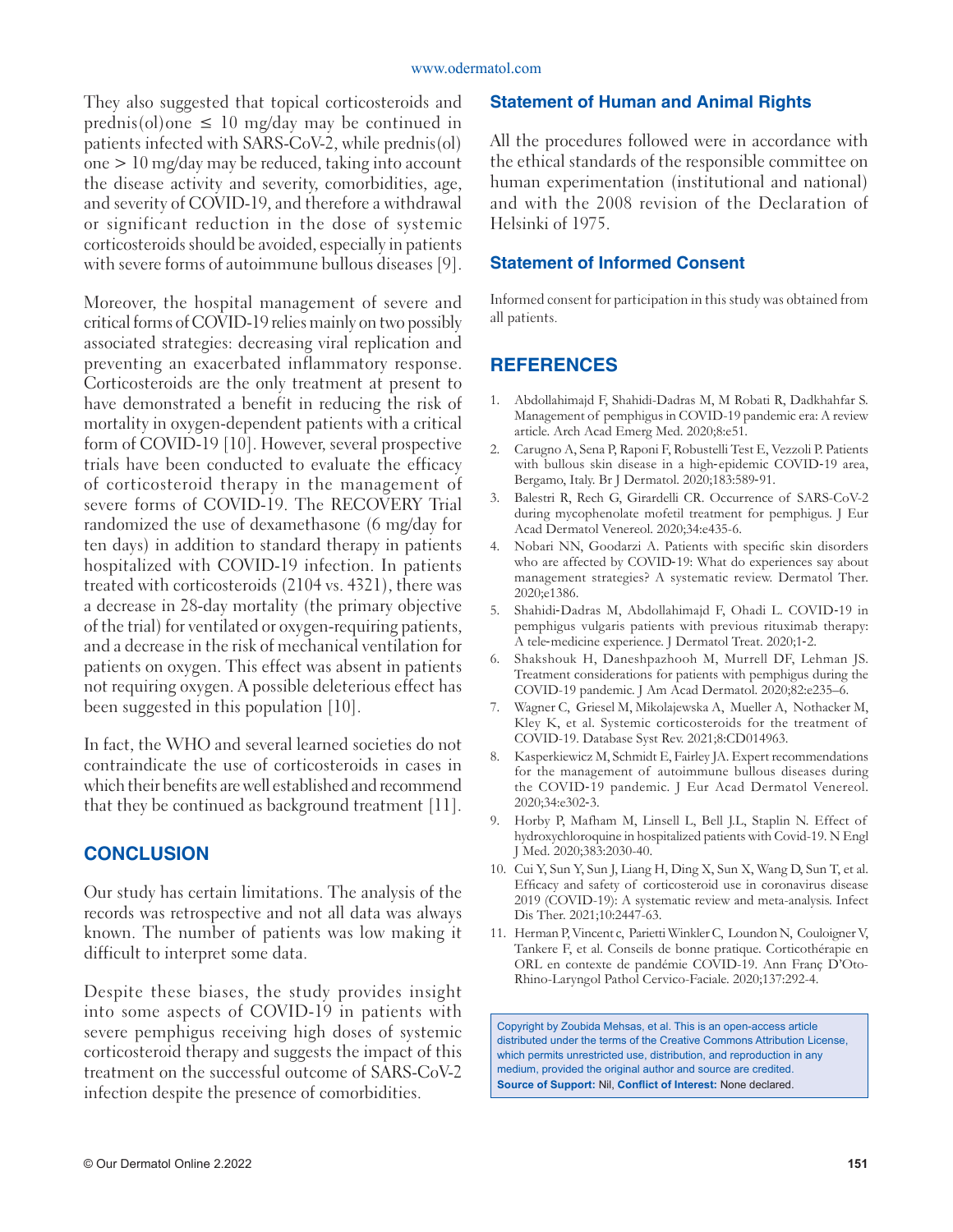They also suggested that topical corticosteroids and prednis(ol)one ≤ 10 mg/day may be continued in patients infected with SARS-CoV-2, while prednis(ol) one > 10 mg/day may be reduced, taking into account the disease activity and severity, comorbidities, age, and severity of COVID-19, and therefore a withdrawal or significant reduction in the dose of systemic corticosteroids should be avoided, especially in patients with severe forms of autoimmune bullous diseases [9].

Moreover, the hospital management of severe and critical forms of COVID-19 relies mainly on two possibly associated strategies: decreasing viral replication and preventing an exacerbated inflammatory response. Corticosteroids are the only treatment at present to have demonstrated a benefit in reducing the risk of mortality in oxygen-dependent patients with a critical form of COVID-19 [10]. However, several prospective trials have been conducted to evaluate the efficacy of corticosteroid therapy in the management of severe forms of COVID-19. The RECOVERY Trial randomized the use of dexamethasone (6 mg/day for ten days) in addition to standard therapy in patients hospitalized with COVID-19 infection. In patients treated with corticosteroids (2104 vs. 4321), there was a decrease in 28-day mortality (the primary objective of the trial) for ventilated or oxygen-requiring patients, and a decrease in the risk of mechanical ventilation for patients on oxygen. This effect was absent in patients not requiring oxygen. A possible deleterious effect has been suggested in this population [10].

In fact, the WHO and several learned societies do not contraindicate the use of corticosteroids in cases in which their benefits are well established and recommend that they be continued as background treatment [11].

## CONCLUSION

Our study has certain limitations. The analysis of the records was retrospective and not all data was always known. The number of patients was low making it difficult to interpret some data.

Despite these biases, the study provides insight into some aspects of COVID-19 in patients with severe pemphigus receiving high doses of systemic corticosteroid therapy and suggests the impact of this treatment on the successful outcome of SARS-CoV-2 infection despite the presence of comorbidities.

### Statement of Human and Animal Rights

All the procedures followed were in accordance with the ethical standards of the responsible committee on human experimentation (institutional and national) and with the 2008 revision of the Declaration of Helsinki of 1975.

### Statement of Informed Consent

Informed consent for participation in this study was obtained from all patients.

## REFERENCES

1. Abdollahimajd F, Shahidi-Dadras M, M Robati R, Dadkhahfar S. Management of pemphigus in COVID-19 pandemic era: A review article. Arch Acad Emerg Med. 2020;8:e51.
2. Carugno A, Sena P, Raponi F, Robustelli Test E, Vezzoli P. Patients with bullous skin disease in a high-epidemic COVID-19 area, Bergamo, Italy. Br J Dermatol. 2020;183:589-91.
3. Balestri R, Rech G, Girardelli CR. Occurrence of SARS-CoV-2 during mycophenolate mofetil treatment for pemphigus. J Eur Acad Dermatol Venereol. 2020;34:e435-6.
4. Nobari NN, Goodarzi A. Patients with specific skin disorders who are affected by COVID-19: What do experiences say about management strategies? A systematic review. Dermatol Ther. 2020;e1386.
5. Shahidi-Dadras M, Abdollahimajd F, Ohadi L. COVID-19 in pemphigus vulgaris patients with previous rituximab therapy: A tele-medicine experience. J Dermatol Treat. 2020;1-2.
6. Shakshouk H, Daneshpazhooh M, Murrell DF, Lehman JS. Treatment considerations for patients with pemphigus during the COVID-19 pandemic. J Am Acad Dermatol. 2020;82:e235–6.
7. Wagner C, Griesel M, Mikolajewska A, Mueller A, Nothacker M, Kley K, et al. Systemic corticosteroids for the treatment of COVID-19. Database Syst Rev. 2021;8:CD014963.
8. Kasperkiewicz M, Schmidt E, Fairley JA. Expert recommendations for the management of autoimmune bullous diseases during the COVID-19 pandemic. J Eur Acad Dermatol Venereol. 2020;34:e302-3.
9. Horby P, Mafham M, Linsell L, Bell J.L, Staplin N. Effect of hydroxychloroquine in hospitalized patients with Covid-19. N Engl J Med. 2020;383:2030-40.
10. Cui Y, Sun Y, Sun J, Liang H, Ding X, Sun X, Wang D, Sun T, et al. Efficacy and safety of corticosteroid use in coronavirus disease 2019 (COVID-19): A systematic review and meta-analysis. Infect Dis Ther. 2021;10:2447-63.
11. Herman P, Vincent c, Parietti Winkler C, Loundon N, Couloigner V, Tankere F, et al. Conseils de bonne pratique. Corticothérapie en ORL en contexte de pandémie COVID-19. Ann Franç D'Oto-Rhino-Laryngol Pathol Cervico-Faciale. 2020;137:292-4.

Copyright by Zoubida Mehsas, et al. This is an open-access article distributed under the terms of the Creative Commons Attribution License, which permits unrestricted use, distribution, and reproduction in any medium, provided the original author and source are credited.
**Source of Support:** Nil, **Conflict of Interest:** None declared.